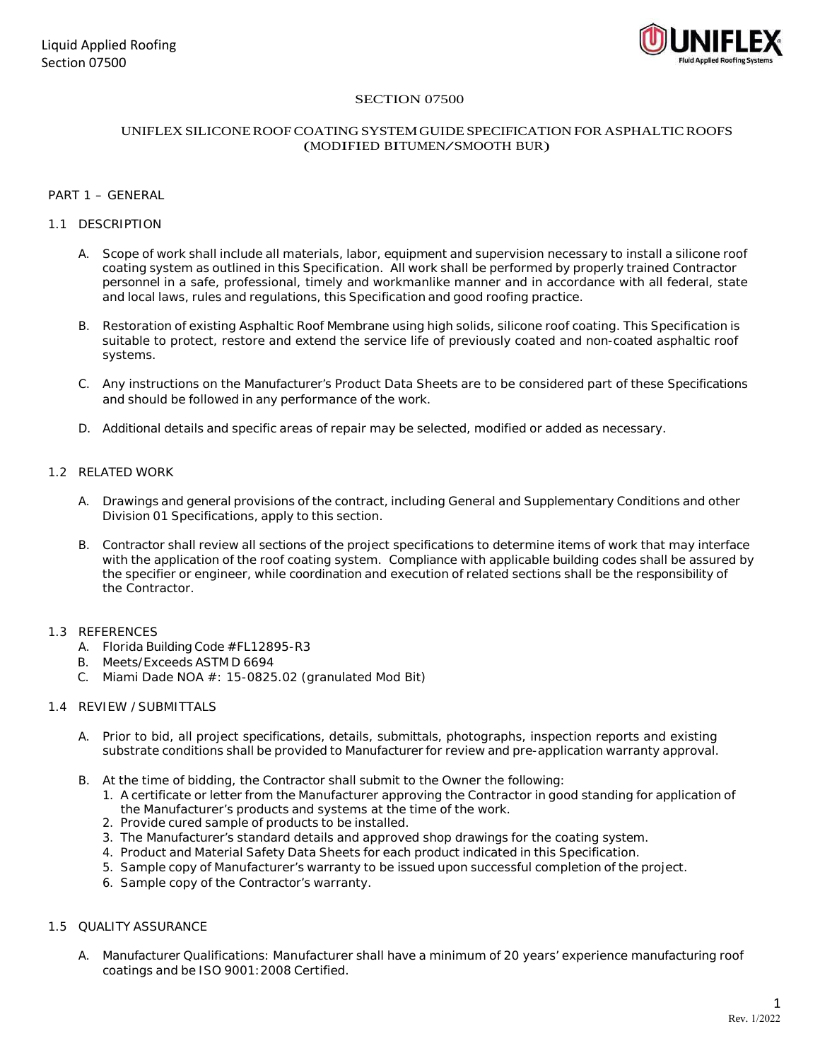# SECTION 07500

## UNIFLEX SILICONE ROOF COATING SYSTEM GUIDE SPECIFICATION FOR ASPHALTIC ROOFS (MODIFIED BITUMEN/SMOOTH BUR)

## PART 1 – GENERAL

### 1.1 DESCRIPTION

A. Scope of work shall include all materials, labor, equipment and supervision necessary to install a silicone roof coating system as outlined in this Specification. All work shall be performed by properly trained Contractor personnel in a safe, professional, timely and workmanlike manner and in accordance with all federal, state and local laws, rules and regulations, this Specification and good roofing practice.

B. Restoration of existing Asphaltic Roof Membrane using high solids, silicone roof coating. This Specification is suitable to protect, restore and extend the service life of previously coated and non-coated asphaltic roof systems.

C. Any instructions on the Manufacturer's Product Data Sheets are to be considered part of these Specifications and should be followed in any performance of the work.

D. Additional details and specific areas of repair may be selected, modified or added as necessary.

### 1.2 RELATED WORK

A. Drawings and general provisions of the contract, including General and Supplementary Conditions and other Division 01 Specifications, apply to this section.

B. Contractor shall review all sections of the project specifications to determine items of work that may interface with the application of the roof coating system. Compliance with applicable building codes shall be assured by the specifier or engineer, while coordination and execution of related sections shall be the responsibility of the Contractor.

### 1.3 REFERENCES

A. Florida Building Code #FL12895-R3
B. Meets/Exceeds ASTM D 6694
C. Miami Dade NOA #: 15-0825.02 (granulated Mod Bit)

### 1.4 REVIEW / SUBMITTALS

A. Prior to bid, all project specifications, details, submittals, photographs, inspection reports and existing substrate conditions shall be provided to Manufacturer for review and pre-application warranty approval.

B. At the time of bidding, the Contractor shall submit to the Owner the following:
1. A certificate or letter from the Manufacturer approving the Contractor in good standing for application of the Manufacturer's products and systems at the time of the work.
2. Provide cured sample of products to be installed.
3. The Manufacturer's standard details and approved shop drawings for the coating system.
4. Product and Material Safety Data Sheets for each product indicated in this Specification.
5. Sample copy of Manufacturer's warranty to be issued upon successful completion of the project.
6. Sample copy of the Contractor's warranty.

### 1.5 QUALITY ASSURANCE

A. Manufacturer Qualifications: Manufacturer shall have a minimum of 20 years' experience manufacturing roof coatings and be ISO 9001:2008 Certified.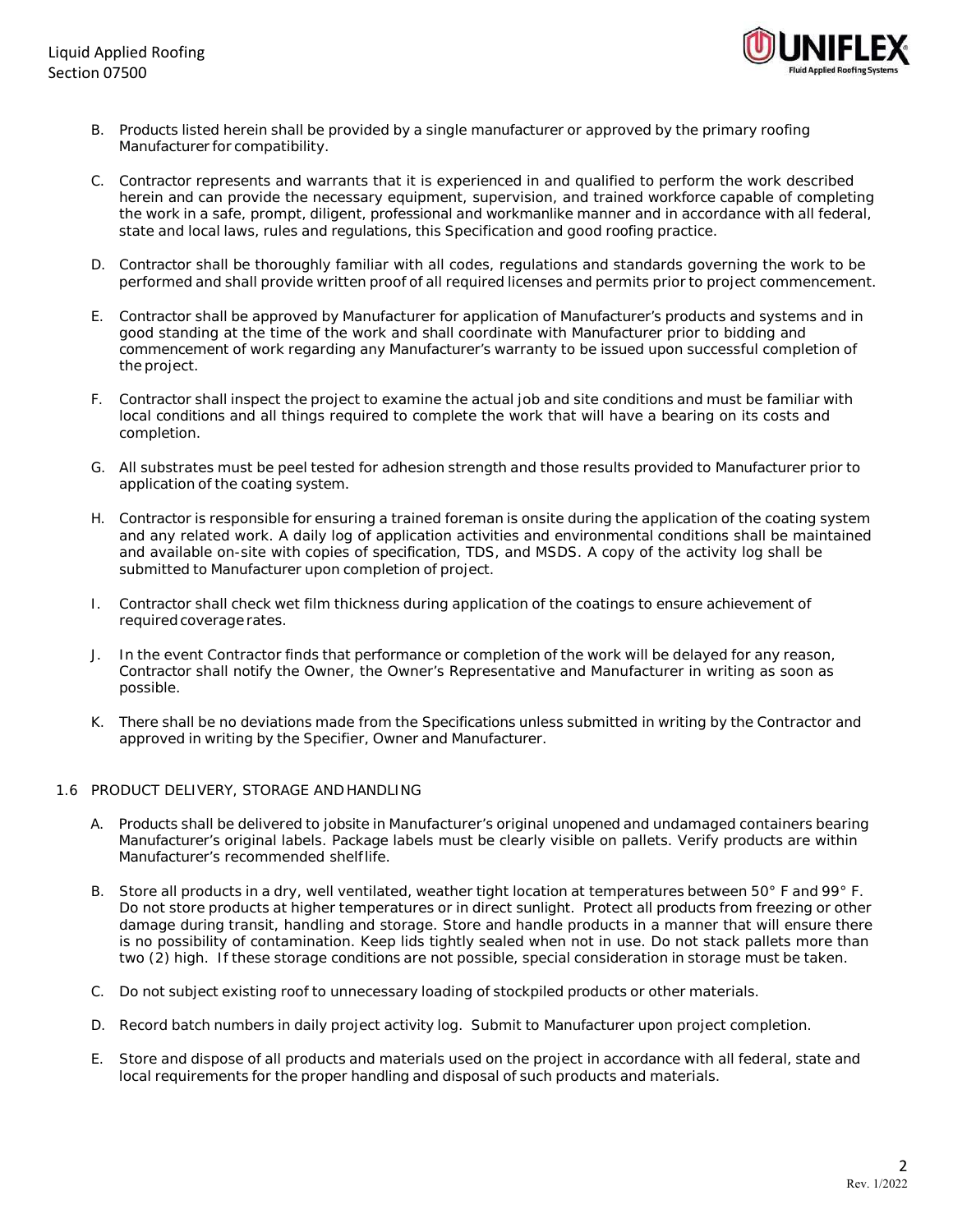B. Products listed herein shall be provided by a single manufacturer or approved by the primary roofing Manufacturer for compatibility.

C. Contractor represents and warrants that it is experienced in and qualified to perform the work described herein and can provide the necessary equipment, supervision, and trained workforce capable of completing the work in a safe, prompt, diligent, professional and workmanlike manner and in accordance with all federal, state and local laws, rules and regulations, this Specification and good roofing practice.

D. Contractor shall be thoroughly familiar with all codes, regulations and standards governing the work to be performed and shall provide written proof of all required licenses and permits prior to project commencement.

E. Contractor shall be approved by Manufacturer for application of Manufacturer's products and systems and in good standing at the time of the work and shall coordinate with Manufacturer prior to bidding and commencement of work regarding any Manufacturer's warranty to be issued upon successful completion of the project.

F. Contractor shall inspect the project to examine the actual job and site conditions and must be familiar with local conditions and all things required to complete the work that will have a bearing on its costs and completion.

G. All substrates must be peel tested for adhesion strength and those results provided to Manufacturer prior to application of the coating system.

H. Contractor is responsible for ensuring a trained foreman is onsite during the application of the coating system and any related work. A daily log of application activities and environmental conditions shall be maintained and available on-site with copies of specification, TDS, and MSDS. A copy of the activity log shall be submitted to Manufacturer upon completion of project.

I. Contractor shall check wet film thickness during application of the coatings to ensure achievement of required coverage rates.

J. In the event Contractor finds that performance or completion of the work will be delayed for any reason, Contractor shall notify the Owner, the Owner's Representative and Manufacturer in writing as soon as possible.

K. There shall be no deviations made from the Specifications unless submitted in writing by the Contractor and approved in writing by the Specifier, Owner and Manufacturer.

## 1.6 PRODUCT DELIVERY, STORAGE AND HANDLING

A. Products shall be delivered to jobsite in Manufacturer's original unopened and undamaged containers bearing Manufacturer's original labels. Package labels must be clearly visible on pallets. Verify products are within Manufacturer's recommended shelf life.

B. Store all products in a dry, well ventilated, weather tight location at temperatures between 50° F and 99° F. Do not store products at higher temperatures or in direct sunlight. Protect all products from freezing or other damage during transit, handling and storage. Store and handle products in a manner that will ensure there is no possibility of contamination. Keep lids tightly sealed when not in use. Do not stack pallets more than two (2) high. If these storage conditions are not possible, special consideration in storage must be taken.

C. Do not subject existing roof to unnecessary loading of stockpiled products or other materials.

D. Record batch numbers in daily project activity log. Submit to Manufacturer upon project completion.

E. Store and dispose of all products and materials used on the project in accordance with all federal, state and local requirements for the proper handling and disposal of such products and materials.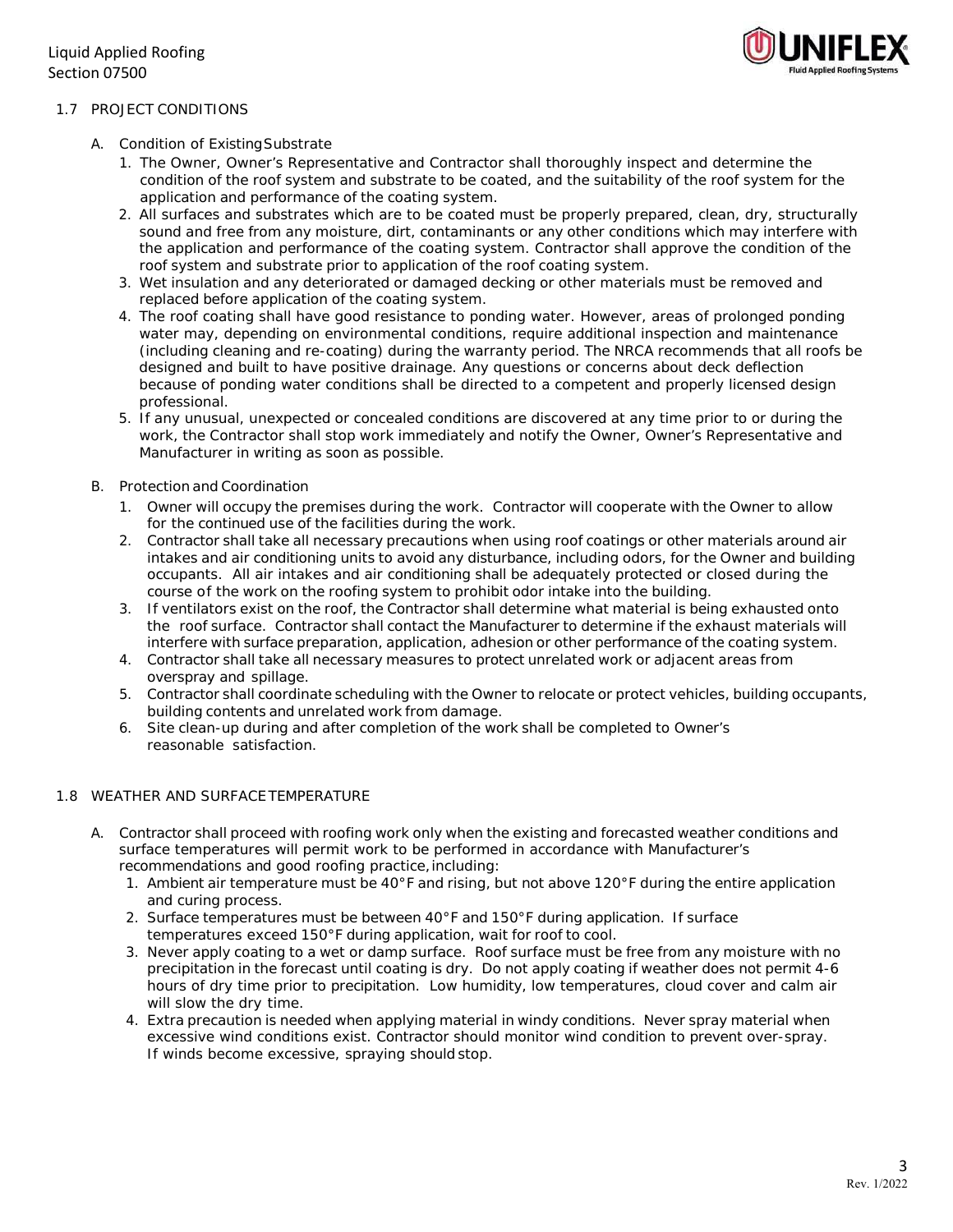## 1.7 PROJECT CONDITIONS

A. Condition of Existing Substrate

1. The Owner, Owner's Representative and Contractor shall thoroughly inspect and determine the condition of the roof system and substrate to be coated, and the suitability of the roof system for the application and performance of the coating system.
2. All surfaces and substrates which are to be coated must be properly prepared, clean, dry, structurally sound and free from any moisture, dirt, contaminants or any other conditions which may interfere with the application and performance of the coating system. Contractor shall approve the condition of the roof system and substrate prior to application of the roof coating system.
3. Wet insulation and any deteriorated or damaged decking or other materials must be removed and replaced before application of the coating system.
4. The roof coating shall have good resistance to ponding water. However, areas of prolonged ponding water may, depending on environmental conditions, require additional inspection and maintenance (including cleaning and re-coating) during the warranty period. The NRCA recommends that all roofs be designed and built to have positive drainage. Any questions or concerns about deck deflection because of ponding water conditions shall be directed to a competent and properly licensed design professional.
5. If any unusual, unexpected or concealed conditions are discovered at any time prior to or during the work, the Contractor shall stop work immediately and notify the Owner, Owner's Representative and Manufacturer in writing as soon as possible.

B. Protection and Coordination

1. Owner will occupy the premises during the work. Contractor will cooperate with the Owner to allow for the continued use of the facilities during the work.
2. Contractor shall take all necessary precautions when using roof coatings or other materials around air intakes and air conditioning units to avoid any disturbance, including odors, for the Owner and building occupants. All air intakes and air conditioning shall be adequately protected or closed during the course of the work on the roofing system to prohibit odor intake into the building.
3. If ventilators exist on the roof, the Contractor shall determine what material is being exhausted onto the roof surface. Contractor shall contact the Manufacturer to determine if the exhaust materials will interfere with surface preparation, application, adhesion or other performance of the coating system.
4. Contractor shall take all necessary measures to protect unrelated work or adjacent areas from overspray and spillage.
5. Contractor shall coordinate scheduling with the Owner to relocate or protect vehicles, building occupants, building contents and unrelated work from damage.
6. Site clean-up during and after completion of the work shall be completed to Owner's reasonable satisfaction.

## 1.8 WEATHER AND SURFACE TEMPERATURE

A. Contractor shall proceed with roofing work only when the existing and forecasted weather conditions and surface temperatures will permit work to be performed in accordance with Manufacturer's recommendations and good roofing practice, including:

1. Ambient air temperature must be 40°F and rising, but not above 120°F during the entire application and curing process.
2. Surface temperatures must be between 40°F and 150°F during application. If surface temperatures exceed 150°F during application, wait for roof to cool.
3. Never apply coating to a wet or damp surface. Roof surface must be free from any moisture with no precipitation in the forecast until coating is dry. Do not apply coating if weather does not permit 4-6 hours of dry time prior to precipitation. Low humidity, low temperatures, cloud cover and calm air will slow the dry time.
4. Extra precaution is needed when applying material in windy conditions. Never spray material when excessive wind conditions exist. Contractor should monitor wind condition to prevent over-spray. If winds become excessive, spraying should stop.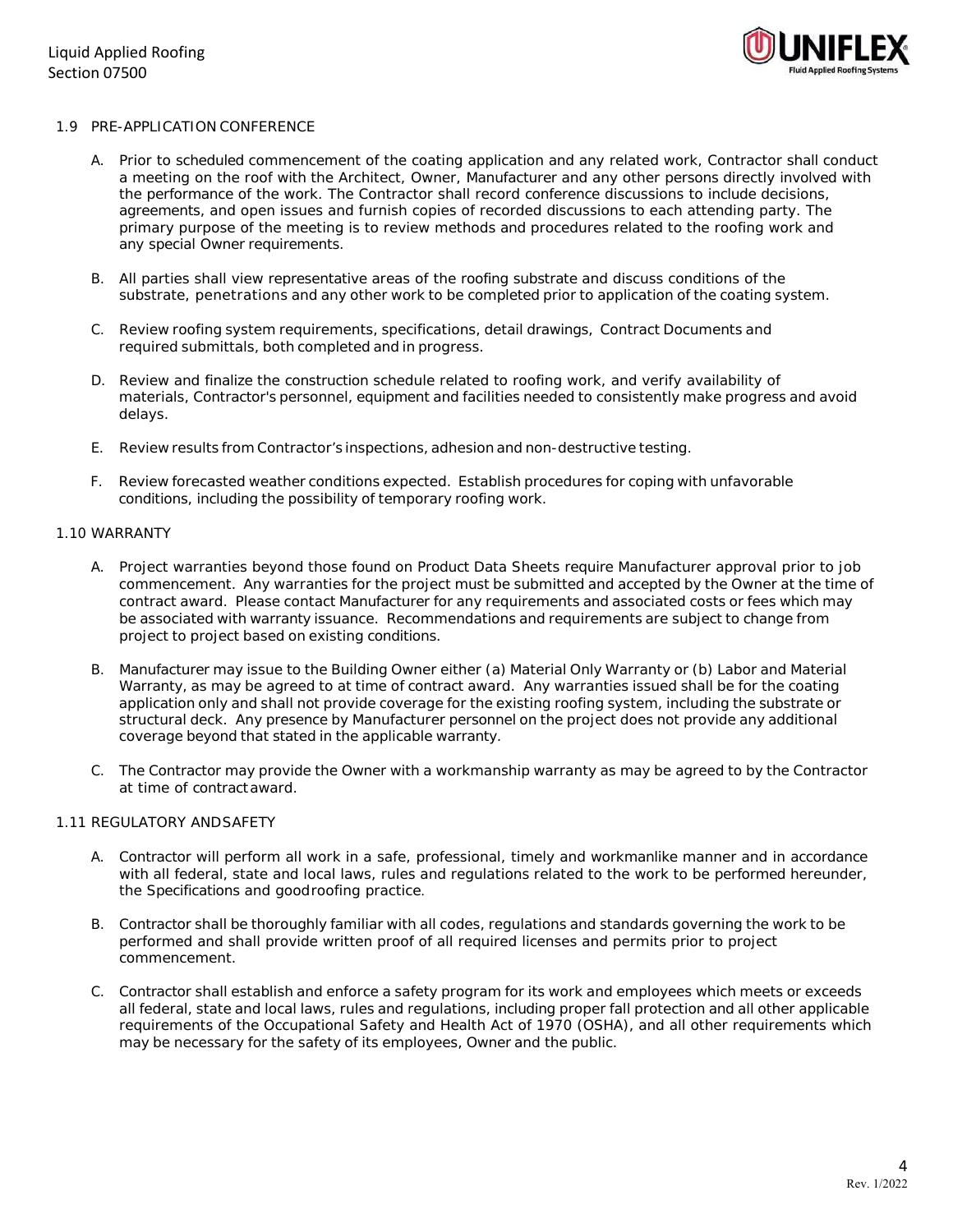### 1.9 PRE-APPLICATION CONFERENCE

A. Prior to scheduled commencement of the coating application and any related work, Contractor shall conduct a meeting on the roof with the Architect, Owner, Manufacturer and any other persons directly involved with the performance of the work. The Contractor shall record conference discussions to include decisions, agreements, and open issues and furnish copies of recorded discussions to each attending party. The primary purpose of the meeting is to review methods and procedures related to the roofing work and any special Owner requirements.

B. All parties shall view representative areas of the roofing substrate and discuss conditions of the substrate, penetrations and any other work to be completed prior to application of the coating system.

C. Review roofing system requirements, specifications, detail drawings, Contract Documents and required submittals, both completed and in progress.

D. Review and finalize the construction schedule related to roofing work, and verify availability of materials, Contractor's personnel, equipment and facilities needed to consistently make progress and avoid delays.

E. Review results from Contractor's inspections, adhesion and non-destructive testing.

F. Review forecasted weather conditions expected. Establish procedures for coping with unfavorable conditions, including the possibility of temporary roofing work.

### 1.10 WARRANTY

A. Project warranties beyond those found on Product Data Sheets require Manufacturer approval prior to job commencement. Any warranties for the project must be submitted and accepted by the Owner at the time of contract award. Please contact Manufacturer for any requirements and associated costs or fees which may be associated with warranty issuance. Recommendations and requirements are subject to change from project to project based on existing conditions.

B. Manufacturer may issue to the Building Owner either (a) Material Only Warranty or (b) Labor and Material Warranty, as may be agreed to at time of contract award. Any warranties issued shall be for the coating application only and shall not provide coverage for the existing roofing system, including the substrate or structural deck. Any presence by Manufacturer personnel on the project does not provide any additional coverage beyond that stated in the applicable warranty.

C. The Contractor may provide the Owner with a workmanship warranty as may be agreed to by the Contractor at time of contract award.

### 1.11 REGULATORY AND SAFETY

A. Contractor will perform all work in a safe, professional, timely and workmanlike manner and in accordance with all federal, state and local laws, rules and regulations related to the work to be performed hereunder, the Specifications and good roofing practice.

B. Contractor shall be thoroughly familiar with all codes, regulations and standards governing the work to be performed and shall provide written proof of all required licenses and permits prior to project commencement.

C. Contractor shall establish and enforce a safety program for its work and employees which meets or exceeds all federal, state and local laws, rules and regulations, including proper fall protection and all other applicable requirements of the Occupational Safety and Health Act of 1970 (OSHA), and all other requirements which may be necessary for the safety of its employees, Owner and the public.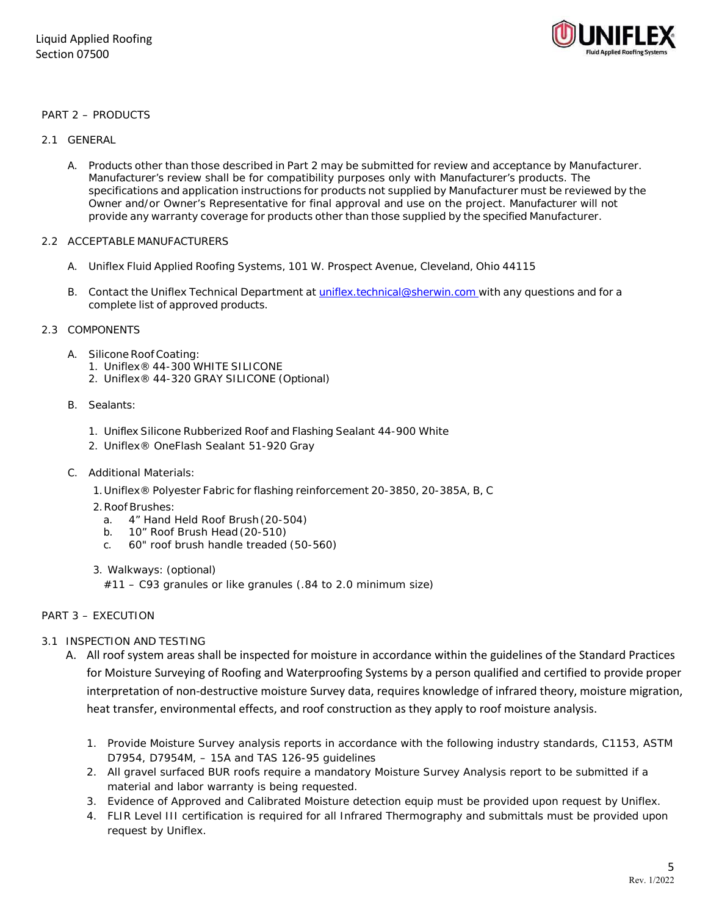## PART 2 – PRODUCTS

### 2.1 GENERAL

A. Products other than those described in Part 2 may be submitted for review and acceptance by Manufacturer. Manufacturer's review shall be for compatibility purposes only with Manufacturer's products. The specifications and application instructions for products not supplied by Manufacturer must be reviewed by the Owner and/or Owner's Representative for final approval and use on the project. Manufacturer will not provide any warranty coverage for products other than those supplied by the specified Manufacturer.

### 2.2 ACCEPTABLE MANUFACTURERS

A. Uniflex Fluid Applied Roofing Systems, 101 W. Prospect Avenue, Cleveland, Ohio 44115

B. Contact the Uniflex Technical Department at uniflex.technical@sherwin.com with any questions and for a complete list of approved products.

### 2.3 COMPONENTS

A. Silicone Roof Coating:
  1. Uniflex® 44-300 WHITE SILICONE
  2. Uniflex® 44-320 GRAY SILICONE (Optional)

B. Sealants:
  1. Uniflex Silicone Rubberized Roof and Flashing Sealant 44-900 White
  2. Uniflex® OneFlash Sealant 51-920 Gray

C. Additional Materials:
  1. Uniflex® Polyester Fabric for flashing reinforcement 20-3850, 20-385A, B, C
  2. Roof Brushes:
     a. 4" Hand Held Roof Brush (20-504)
     b. 10" Roof Brush Head (20-510)
     c. 60" roof brush handle treaded (50-560)
  3. Walkways: (optional)
     #11 – C93 granules or like granules (.84 to 2.0 minimum size)

## PART 3 – EXECUTION

### 3.1 INSPECTION AND TESTING

A. All roof system areas shall be inspected for moisture in accordance within the guidelines of the Standard Practices for Moisture Surveying of Roofing and Waterproofing Systems by a person qualified and certified to provide proper interpretation of non-destructive moisture Survey data, requires knowledge of infrared theory, moisture migration, heat transfer, environmental effects, and roof construction as they apply to roof moisture analysis.

  1. Provide Moisture Survey analysis reports in accordance with the following industry standards, C1153, ASTM D7954, D7954M, – 15A and TAS 126-95 guidelines
  2. All gravel surfaced BUR roofs require a mandatory Moisture Survey Analysis report to be submitted if a material and labor warranty is being requested.
  3. Evidence of Approved and Calibrated Moisture detection equip must be provided upon request by Uniflex.
  4. FLIR Level III certification is required for all Infrared Thermography and submittals must be provided upon request by Uniflex.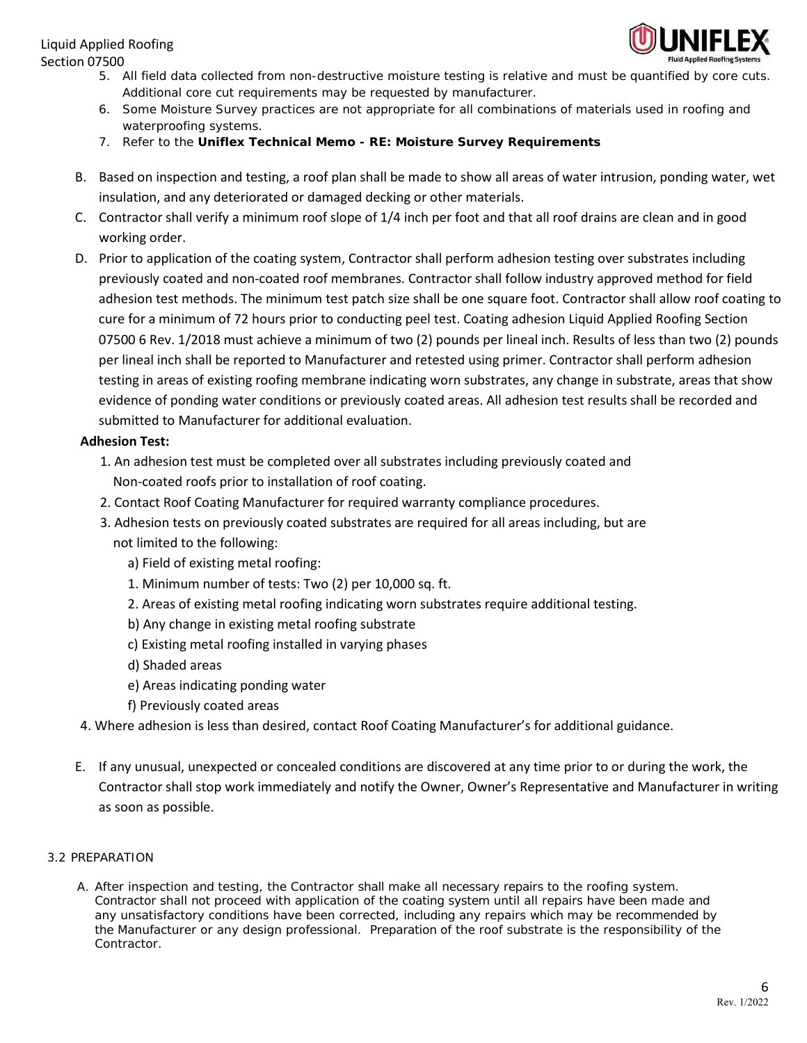5. All field data collected from non-destructive moisture testing is relative and must be quantified by core cuts. Additional core cut requirements may be requested by manufacturer.
6. Some Moisture Survey practices are not appropriate for all combinations of materials used in roofing and waterproofing systems.
7. Refer to the **Uniflex Technical Memo - RE: Moisture Survey Requirements**

B. Based on inspection and testing, a roof plan shall be made to show all areas of water intrusion, ponding water, wet insulation, and any deteriorated or damaged decking or other materials.

C. Contractor shall verify a minimum roof slope of 1/4 inch per foot and that all roof drains are clean and in good working order.

D. Prior to application of the coating system, Contractor shall perform adhesion testing over substrates including previously coated and non-coated roof membranes. Contractor shall follow industry approved method for field adhesion test methods. The minimum test patch size shall be one square foot. Contractor shall allow roof coating to cure for a minimum of 72 hours prior to conducting peel test. Coating adhesion Liquid Applied Roofing Section 07500 6 Rev. 1/2018 must achieve a minimum of two (2) pounds per lineal inch. Results of less than two (2) pounds per lineal inch shall be reported to Manufacturer and retested using primer. Contractor shall perform adhesion testing in areas of existing roofing membrane indicating worn substrates, any change in substrate, areas that show evidence of ponding water conditions or previously coated areas. All adhesion test results shall be recorded and submitted to Manufacturer for additional evaluation.

**Adhesion Test:**

1. An adhesion test must be completed over all substrates including previously coated and Non-coated roofs prior to installation of roof coating.
2. Contact Roof Coating Manufacturer for required warranty compliance procedures.
3. Adhesion tests on previously coated substrates are required for all areas including, but are not limited to the following:
   - a) Field of existing metal roofing:
     1. Minimum number of tests: Two (2) per 10,000 sq. ft.
     2. Areas of existing metal roofing indicating worn substrates require additional testing.
   - b) Any change in existing metal roofing substrate
   - c) Existing metal roofing installed in varying phases
   - d) Shaded areas
   - e) Areas indicating ponding water
   - f) Previously coated areas
4. Where adhesion is less than desired, contact Roof Coating Manufacturer's for additional guidance.

E. If any unusual, unexpected or concealed conditions are discovered at any time prior to or during the work, the Contractor shall stop work immediately and notify the Owner, Owner's Representative and Manufacturer in writing as soon as possible.

## 3.2 PREPARATION

A. After inspection and testing, the Contractor shall make all necessary repairs to the roofing system. Contractor shall not proceed with application of the coating system until all repairs have been made and any unsatisfactory conditions have been corrected, including any repairs which may be recommended by the Manufacturer or any design professional. Preparation of the roof substrate is the responsibility of the Contractor.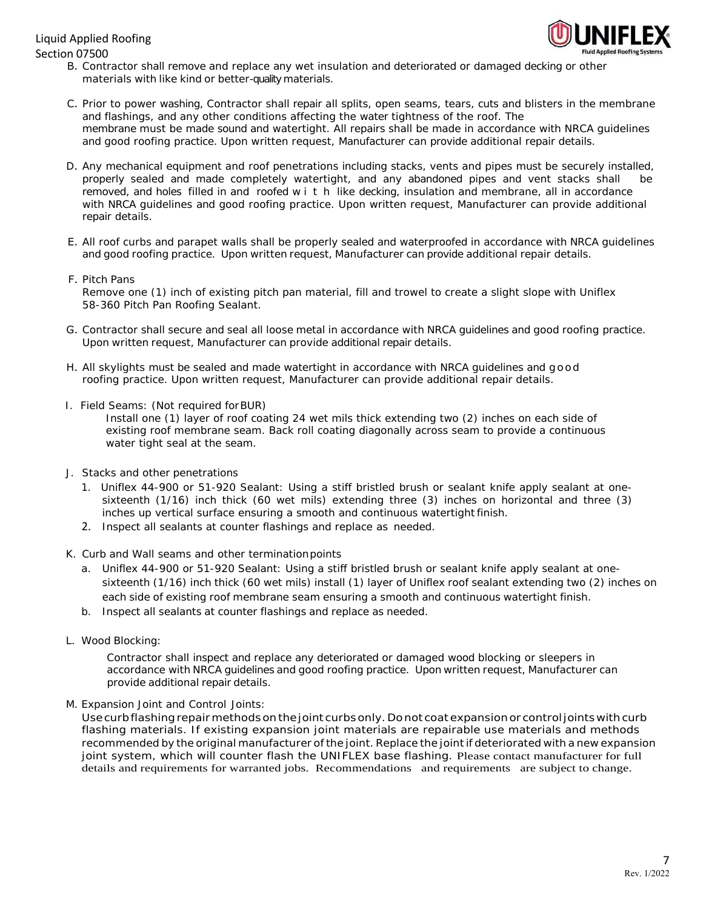B. Contractor shall remove and replace any wet insulation and deteriorated or damaged decking or other materials with like kind or better-quality materials.

C. Prior to power washing, Contractor shall repair all splits, open seams, tears, cuts and blisters in the membrane and flashings, and any other conditions affecting the water tightness of the roof. The membrane must be made sound and watertight. All repairs shall be made in accordance with NRCA guidelines and good roofing practice. Upon written request, Manufacturer can provide additional repair details.

D. Any mechanical equipment and roof penetrations including stacks, vents and pipes must be securely installed, properly sealed and made completely watertight, and any abandoned pipes and vent stacks shall be removed, and holes filled in and roofed with like decking, insulation and membrane, all in accordance with NRCA guidelines and good roofing practice. Upon written request, Manufacturer can provide additional repair details.

E. All roof curbs and parapet walls shall be properly sealed and waterproofed in accordance with NRCA guidelines and good roofing practice. Upon written request, Manufacturer can provide additional repair details.

F. Pitch Pans
Remove one (1) inch of existing pitch pan material, fill and trowel to create a slight slope with Uniflex 58-360 Pitch Pan Roofing Sealant.

G. Contractor shall secure and seal all loose metal in accordance with NRCA guidelines and good roofing practice. Upon written request, Manufacturer can provide additional repair details.

H. All skylights must be sealed and made watertight in accordance with NRCA guidelines and good roofing practice. Upon written request, Manufacturer can provide additional repair details.

I. Field Seams: (Not required for BUR)
Install one (1) layer of roof coating 24 wet mils thick extending two (2) inches on each side of existing roof membrane seam. Back roll coating diagonally across seam to provide a continuous water tight seal at the seam.

J. Stacks and other penetrations
1. Uniflex 44-900 or 51-920 Sealant: Using a stiff bristled brush or sealant knife apply sealant at one-sixteenth (1/16) inch thick (60 wet mils) extending three (3) inches on horizontal and three (3) inches up vertical surface ensuring a smooth and continuous watertight finish.
2. Inspect all sealants at counter flashings and replace as needed.

K. Curb and Wall seams and other termination points
a. Uniflex 44-900 or 51-920 Sealant: Using a stiff bristled brush or sealant knife apply sealant at one-sixteenth (1/16) inch thick (60 wet mils) install (1) layer of Uniflex roof sealant extending two (2) inches on each side of existing roof membrane seam ensuring a smooth and continuous watertight finish.
b. Inspect all sealants at counter flashings and replace as needed.

L. Wood Blocking:
Contractor shall inspect and replace any deteriorated or damaged wood blocking or sleepers in accordance with NRCA guidelines and good roofing practice. Upon written request, Manufacturer can provide additional repair details.

M. Expansion Joint and Control Joints:
Use curb flashing repair methods on the joint curbs only. Do not coat expansion or control joints with curb flashing materials. If existing expansion joint materials are repairable use materials and methods recommended by the original manufacturer of the joint. Replace the joint if deteriorated with a new expansion joint system, which will counter flash the UNIFLEX base flashing. Please contact manufacturer for full details and requirements for warranted jobs. Recommendations and requirements are subject to change.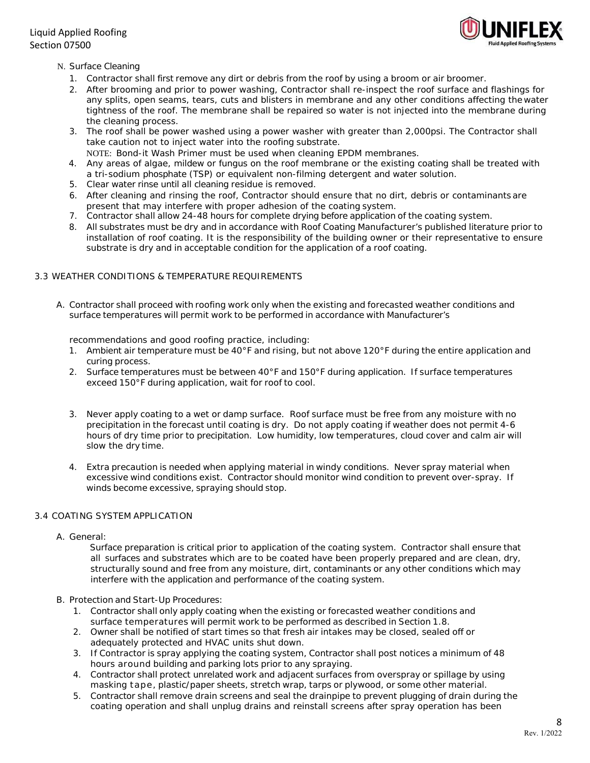N. Surface Cleaning

1. Contractor shall first remove any dirt or debris from the roof by using a broom or air broomer.
2. After brooming and prior to power washing, Contractor shall re-inspect the roof surface and flashings for any splits, open seams, tears, cuts and blisters in membrane and any other conditions affecting the water tightness of the roof. The membrane shall be repaired so water is not injected into the membrane during the cleaning process.
3. The roof shall be power washed using a power washer with greater than 2,000psi. The Contractor shall take caution not to inject water into the roofing substrate.
   NOTE: Bond-it Wash Primer must be used when cleaning EPDM membranes.
4. Any areas of algae, mildew or fungus on the roof membrane or the existing coating shall be treated with a tri-sodium phosphate (TSP) or equivalent non-filming detergent and water solution.
5. Clear water rinse until all cleaning residue is removed.
6. After cleaning and rinsing the roof, Contractor should ensure that no dirt, debris or contaminants are present that may interfere with proper adhesion of the coating system.
7. Contractor shall allow 24-48 hours for complete drying before application of the coating system.
8. All substrates must be dry and in accordance with Roof Coating Manufacturer's published literature prior to installation of roof coating. It is the responsibility of the building owner or their representative to ensure substrate is dry and in acceptable condition for the application of a roof coating.

## 3.3 WEATHER CONDITIONS & TEMPERATURE REQUIREMENTS

A. Contractor shall proceed with roofing work only when the existing and forecasted weather conditions and surface temperatures will permit work to be performed in accordance with Manufacturer's recommendations and good roofing practice, including:

1. Ambient air temperature must be 40°F and rising, but not above 120°F during the entire application and curing process.
2. Surface temperatures must be between 40°F and 150°F during application. If surface temperatures exceed 150°F during application, wait for roof to cool.
3. Never apply coating to a wet or damp surface. Roof surface must be free from any moisture with no precipitation in the forecast until coating is dry. Do not apply coating if weather does not permit 4-6 hours of dry time prior to precipitation. Low humidity, low temperatures, cloud cover and calm air will slow the dry time.
4. Extra precaution is needed when applying material in windy conditions. Never spray material when excessive wind conditions exist. Contractor should monitor wind condition to prevent over-spray. If winds become excessive, spraying should stop.

## 3.4 COATING SYSTEM APPLICATION

A. General:

Surface preparation is critical prior to application of the coating system. Contractor shall ensure that all surfaces and substrates which are to be coated have been properly prepared and are clean, dry, structurally sound and free from any moisture, dirt, contaminants or any other conditions which may interfere with the application and performance of the coating system.

B. Protection and Start-Up Procedures:

1. Contractor shall only apply coating when the existing or forecasted weather conditions and surface temperatures will permit work to be performed as described in Section 1.8.
2. Owner shall be notified of start times so that fresh air intakes may be closed, sealed off or adequately protected and HVAC units shut down.
3. If Contractor is spray applying the coating system, Contractor shall post notices a minimum of 48 hours around building and parking lots prior to any spraying.
4. Contractor shall protect unrelated work and adjacent surfaces from overspray or spillage by using masking tape, plastic/paper sheets, stretch wrap, tarps or plywood, or some other material.
5. Contractor shall remove drain screens and seal the drainpipe to prevent plugging of drain during the coating operation and shall unplug drains and reinstall screens after spray operation has been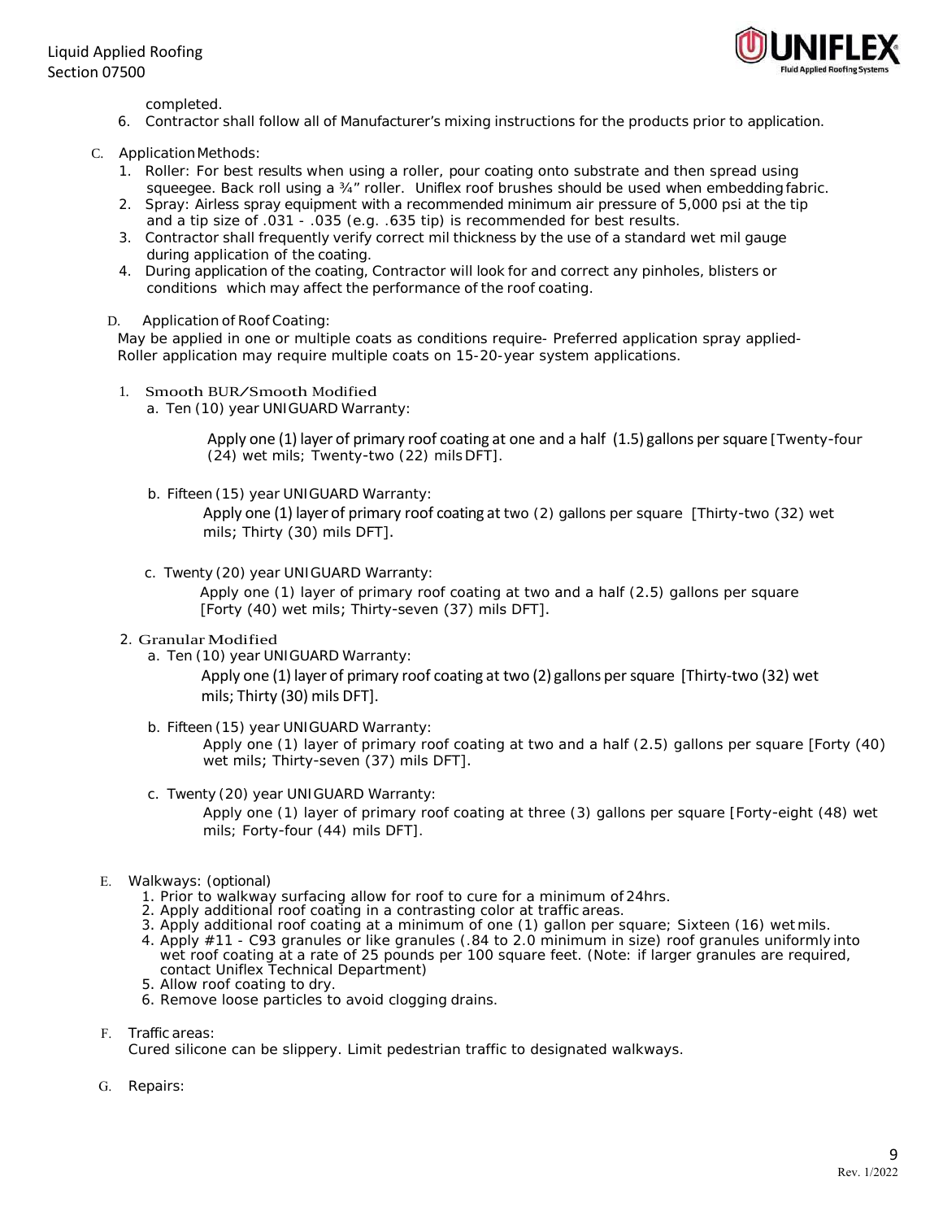completed.

6. Contractor shall follow all of Manufacturer's mixing instructions for the products prior to application.

C. Application Methods:

1. Roller: For best results when using a roller, pour coating onto substrate and then spread using squeegee. Back roll using a ¾" roller. Uniflex roof brushes should be used when embedding fabric.
2. Spray: Airless spray equipment with a recommended minimum air pressure of 5,000 psi at the tip and a tip size of .031 - .035 (e.g. .635 tip) is recommended for best results.
3. Contractor shall frequently verify correct mil thickness by the use of a standard wet mil gauge during application of the coating.
4. During application of the coating, Contractor will look for and correct any pinholes, blisters or conditions which may affect the performance of the roof coating.

D. Application of Roof Coating:

May be applied in one or multiple coats as conditions require- Preferred application spray applied- Roller application may require multiple coats on 15-20-year system applications.

1. Smooth BUR/Smooth Modified
   a. Ten (10) year UNIGUARD Warranty:

      Apply one (1) layer of primary roof coating at one and a half (1.5) gallons per square [Twenty-four (24) wet mils; Twenty-two (22) mils DFT].

   b. Fifteen (15) year UNIGUARD Warranty:

      Apply one (1) layer of primary roof coating at two (2) gallons per square [Thirty-two (32) wet mils; Thirty (30) mils DFT].

   c. Twenty (20) year UNIGUARD Warranty:

      Apply one (1) layer of primary roof coating at two and a half (2.5) gallons per square [Forty (40) wet mils; Thirty-seven (37) mils DFT].

2. Granular Modified
   a. Ten (10) year UNIGUARD Warranty:

      Apply one (1) layer of primary roof coating at two (2) gallons per square [Thirty-two (32) wet mils; Thirty (30) mils DFT].

   b. Fifteen (15) year UNIGUARD Warranty:

      Apply one (1) layer of primary roof coating at two and a half (2.5) gallons per square [Forty (40) wet mils; Thirty-seven (37) mils DFT].

   c. Twenty (20) year UNIGUARD Warranty:

      Apply one (1) layer of primary roof coating at three (3) gallons per square [Forty-eight (48) wet mils; Forty-four (44) mils DFT].

E. Walkways: (optional)

1. Prior to walkway surfacing allow for roof to cure for a minimum of 24hrs.
2. Apply additional roof coating in a contrasting color at traffic areas.
3. Apply additional roof coating at a minimum of one (1) gallon per square; Sixteen (16) wet mils.
4. Apply #11 - C93 granules or like granules (.84 to 2.0 minimum in size) roof granules uniformly into wet roof coating at a rate of 25 pounds per 100 square feet. (Note: if larger granules are required, contact Uniflex Technical Department)
5. Allow roof coating to dry.
6. Remove loose particles to avoid clogging drains.

F. Traffic areas:

Cured silicone can be slippery. Limit pedestrian traffic to designated walkways.

G. Repairs: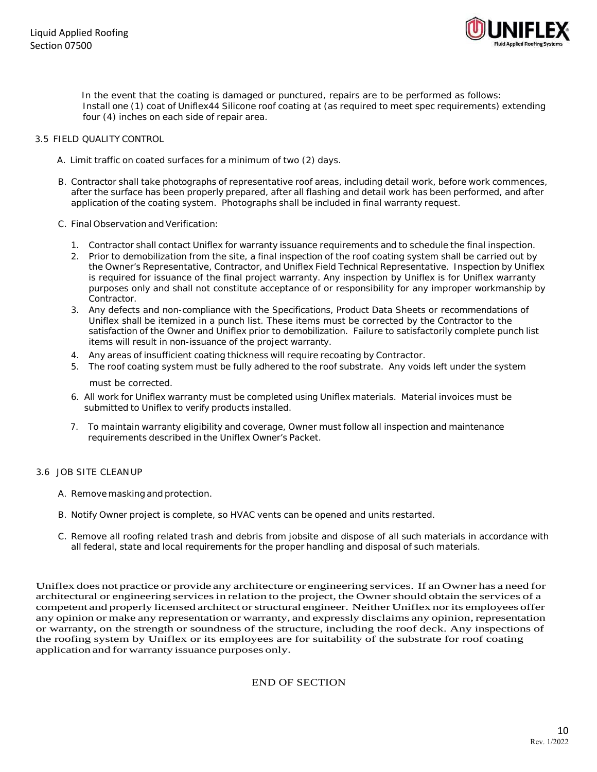In the event that the coating is damaged or punctured, repairs are to be performed as follows: Install one (1) coat of Uniflex44 Silicone roof coating at (as required to meet spec requirements) extending four (4) inches on each side of repair area.

### 3.5 FIELD QUALITY CONTROL

A. Limit traffic on coated surfaces for a minimum of two (2) days.

B. Contractor shall take photographs of representative roof areas, including detail work, before work commences, after the surface has been properly prepared, after all flashing and detail work has been performed, and after application of the coating system. Photographs shall be included in final warranty request.

C. Final Observation and Verification:

1. Contractor shall contact Uniflex for warranty issuance requirements and to schedule the final inspection.
2. Prior to demobilization from the site, a final inspection of the roof coating system shall be carried out by the Owner's Representative, Contractor, and Uniflex Field Technical Representative. Inspection by Uniflex is required for issuance of the final project warranty. Any inspection by Uniflex is for Uniflex warranty purposes only and shall not constitute acceptance of or responsibility for any improper workmanship by Contractor.
3. Any defects and non-compliance with the Specifications, Product Data Sheets or recommendations of Uniflex shall be itemized in a punch list. These items must be corrected by the Contractor to the satisfaction of the Owner and Uniflex prior to demobilization. Failure to satisfactorily complete punch list items will result in non-issuance of the project warranty.
4. Any areas of insufficient coating thickness will require recoating by Contractor.
5. The roof coating system must be fully adhered to the roof substrate. Any voids left under the system must be corrected.
6. All work for Uniflex warranty must be completed using Uniflex materials. Material invoices must be submitted to Uniflex to verify products installed.
7. To maintain warranty eligibility and coverage, Owner must follow all inspection and maintenance requirements described in the Uniflex Owner's Packet.

### 3.6 JOB SITE CLEANUP

A. Remove masking and protection.

B. Notify Owner project is complete, so HVAC vents can be opened and units restarted.

C. Remove all roofing related trash and debris from jobsite and dispose of all such materials in accordance with all federal, state and local requirements for the proper handling and disposal of such materials.

Uniflex does not practice or provide any architecture or engineering services. If an Owner has a need for architectural or engineering services in relation to the project, the Owner should obtain the services of a competent and properly licensed architect or structural engineer. Neither Uniflex nor its employees offer any opinion or make any representation or warranty, and expressly disclaims any opinion, representation or warranty, on the strength or soundness of the structure, including the roof deck. Any inspections of the roofing system by Uniflex or its employees are for suitability of the substrate for roof coating application and for warranty issuance purposes only.

END OF SECTION